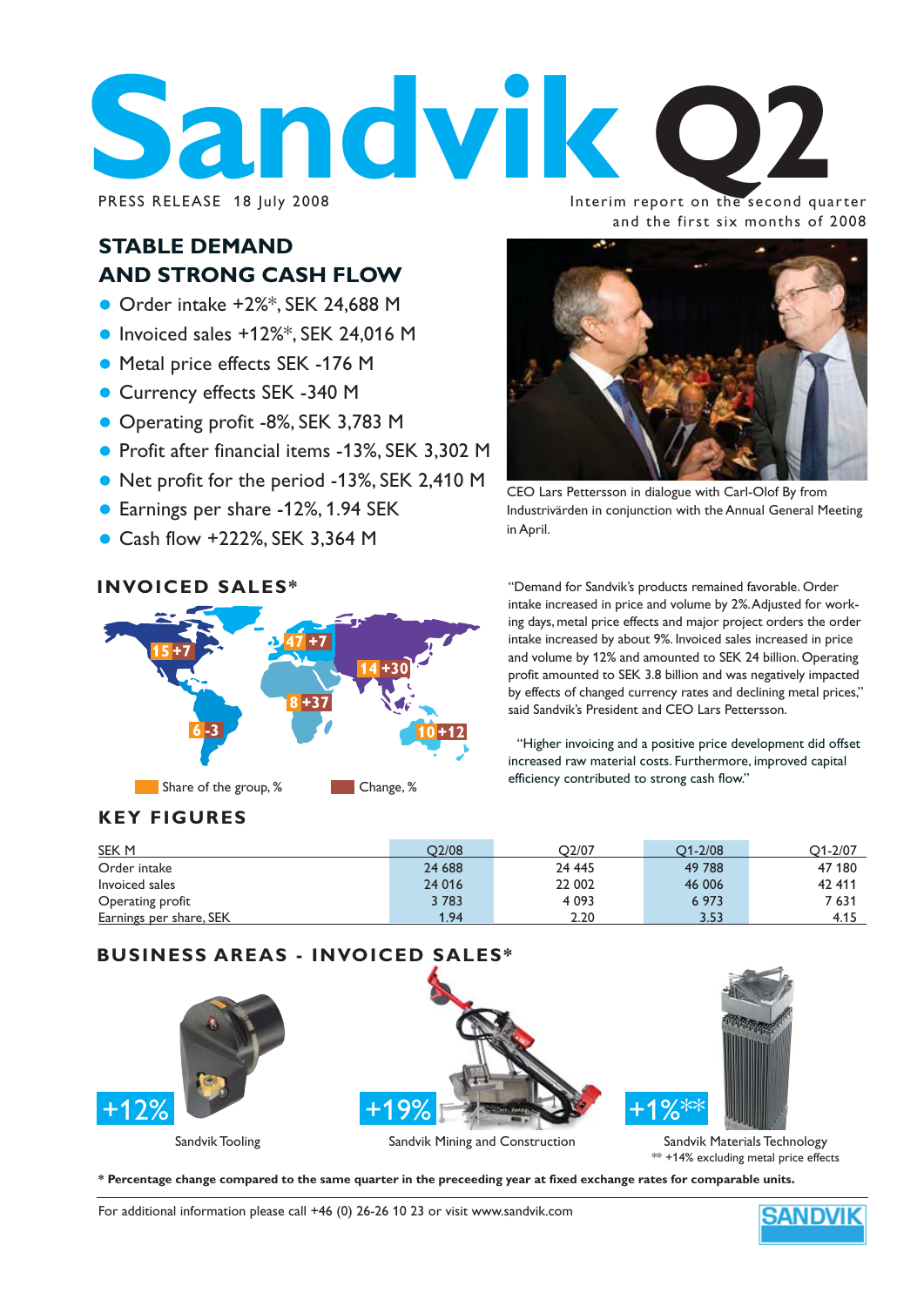# Sandvik Q2

PRESS RELEASE 18 July 2008

Interim report on the second quarter and the first six months of 2008

## STABLE DEMAND AND STRONG CASH FLOW

- Order intake +2%*, SEK 24,688 M
- Invoiced sales +12%*, SEK 24,016 M
- Metal price effects SEK -176 M
- Currency effects SEK -340 M
- Operating profit -8%, SEK 3,783 M
- Profit after financial items -13%, SEK 3,302 M
- Net profit for the period -13%, SEK 2,410 M
- Earnings per share -12%, 1.94 SEK
- Cash flow +222%, SEK 3,364 M

CEO Lars Pettersson in dialogue with Carl-Olof By from Industrivärden in conjunction with the Annual General Meeting in April.

## INVOICED SALES*

15 +7, 47 +7, 14 +30, 8 +37, 6 -3, 10 +12

Share of the group, % — Change, %

"Demand for Sandvik's products remained favorable. Order intake increased in price and volume by 2%. Adjusted for working days, metal price effects and major project orders the order intake increased by about 9%. Invoiced sales increased in price and volume by 12% and amounted to SEK 24 billion. Operating profit amounted to SEK 3.8 billion and was negatively impacted by effects of changed currency rates and declining metal prices," said Sandvik's President and CEO Lars Pettersson.

"Higher invoicing and a positive price development did offset increased raw material costs. Furthermore, improved capital efficiency contributed to strong cash flow."

## KEY FIGURES

| SEK M | Q2/08 | Q2/07 | Q1-2/08 | Q1-2/07 |
|---|---|---|---|---|
| Order intake | 24 688 | 24 445 | 49 788 | 47 180 |
| Invoiced sales | 24 016 | 22 002 | 46 006 | 42 411 |
| Operating profit | 3 783 | 4 093 | 6 973 | 7 631 |
| Earnings per share, SEK | 1.94 | 2.20 | 3.53 | 4.15 |

## BUSINESS AREAS - INVOICED SALES*

+12% Sandvik Tooling

+19% Sandvik Mining and Construction

+1%** Sandvik Materials Technology

** +14% excluding metal price effects

**\* Percentage change compared to the same quarter in the preceeding year at fixed exchange rates for comparable units.**

For additional information please call +46 (0) 26-26 10 23 or visit www.sandvik.com

SANDVIK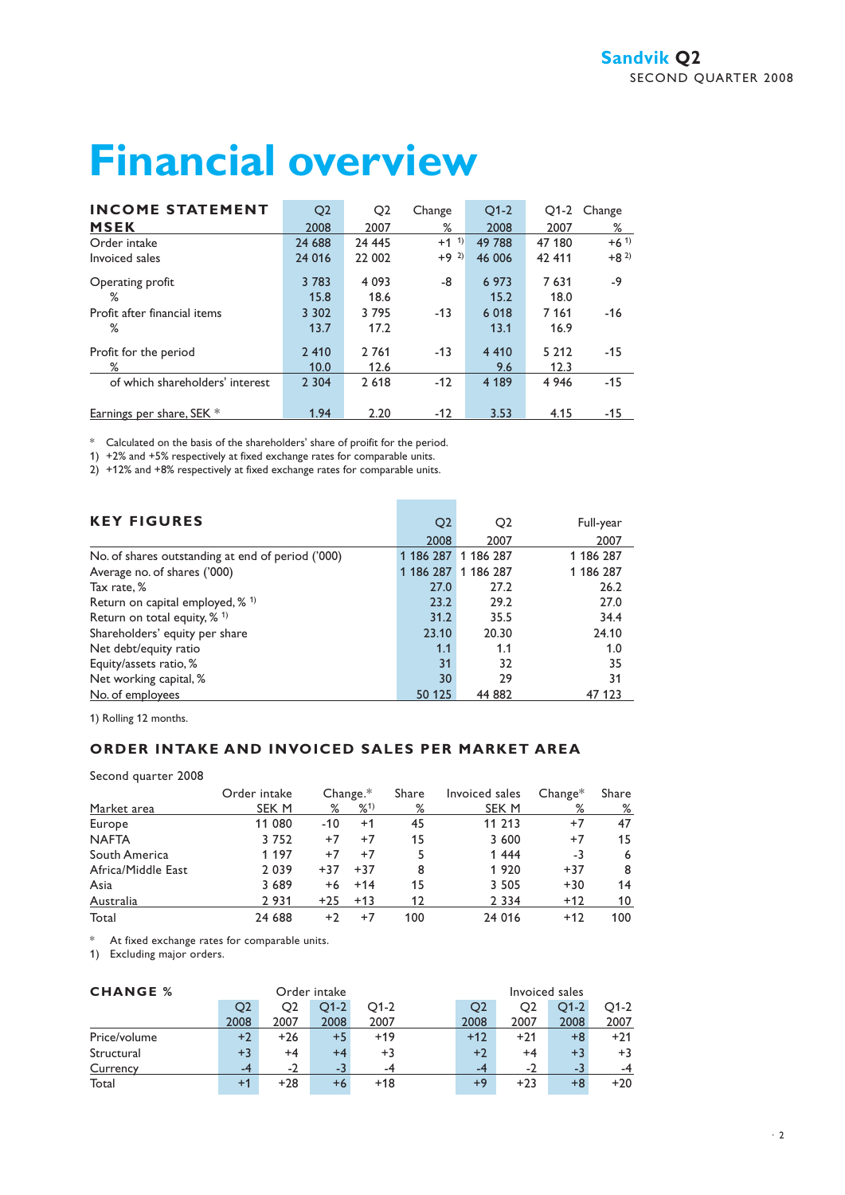# Financial overview

| INCOME STATEMENT MSEK | Q2 2008 | Q2 2007 | Change % | Q1-2 2008 | Q1-2 2007 | Change % |
|---|---|---|---|---|---|---|
| Order intake | 24 688 | 24 445 | +1 [1] | 49 788 | 47 180 | +6 [1] |
| Invoiced sales | 24 016 | 22 002 | +9 [2] | 46 006 | 42 411 | +8 [2] |
| Operating profit | 3 783 | 4 093 | -8 | 6 973 | 7 631 | -9 |
| % | 15.8 | 18.6 | | 15.2 | 18.0 | |
| Profit after financial items | 3 302 | 3 795 | -13 | 6 018 | 7 161 | -16 |
| % | 13.7 | 17.2 | | 13.1 | 16.9 | |
| Profit for the period | 2 410 | 2 761 | -13 | 4 410 | 5 212 | -15 |
| % | 10.0 | 12.6 | | 9.6 | 12.3 | |
| of which shareholders' interest | 2 304 | 2 618 | -12 | 4 189 | 4 946 | -15 |
| Earnings per share, SEK * | 1.94 | 2.20 | -12 | 3.53 | 4.15 | -15 |

\* Calculated on the basis of the shareholders' share of proifit for the period.

1) +2% and +5% respectively at fixed exchange rates for comparable units.

2) +12% and +8% respectively at fixed exchange rates for comparable units.

| KEY FIGURES | Q2 2008 | Q2 2007 | Full-year 2007 |
|---|---|---|---|
| No. of shares outstanding at end of period ('000) | 1 186 287 | 1 186 287 | 1 186 287 |
| Average no. of shares ('000) | 1 186 287 | 1 186 287 | 1 186 287 |
| Tax rate, % | 27.0 | 27.2 | 26.2 |
| Return on capital employed, % [1] | 23.2 | 29.2 | 27.0 |
| Return on total equity, % [1] | 31.2 | 35.5 | 34.4 |
| Shareholders' equity per share | 23.10 | 20.30 | 24.10 |
| Net debt/equity ratio | 1.1 | 1.1 | 1.0 |
| Equity/assets ratio, % | 31 | 32 | 35 |
| Net working capital, % | 30 | 29 | 31 |
| No. of employees | 50 125 | 44 882 | 47 123 |

1) Rolling 12 months.

## ORDER INTAKE AND INVOICED SALES PER MARKET AREA

Second quarter 2008

| Market area | Order intake SEK M | Change.* % | Change.* % [1] | Share % | Invoiced sales SEK M | Change* % | Share % |
|---|---|---|---|---|---|---|---|
| Europe | 11 080 | -10 | +1 | 45 | 11 213 | +7 | 47 |
| NAFTA | 3 752 | +7 | +7 | 15 | 3 600 | +7 | 15 |
| South America | 1 197 | +7 | +7 | 5 | 1 444 | -3 | 6 |
| Africa/Middle East | 2 039 | +37 | +37 | 8 | 1 920 | +37 | 8 |
| Asia | 3 689 | +6 | +14 | 15 | 3 505 | +30 | 14 |
| Australia | 2 931 | +25 | +13 | 12 | 2 334 | +12 | 10 |
| Total | 24 688 | +2 | +7 | 100 | 24 016 | +12 | 100 |

\* At fixed exchange rates for comparable units.

1) Excluding major orders.

| CHANGE % | Order intake | | | | Invoiced sales | | | |
|---|---|---|---|---|---|---|---|---|
| | Q2 2008 | Q2 2007 | Q1-2 2008 | Q1-2 2007 | Q2 2008 | Q2 2007 | Q1-2 2008 | Q1-2 2007 |
| Price/volume | +2 | +26 | +5 | +19 | +12 | +21 | +8 | +21 |
| Structural | +3 | +4 | +4 | +3 | +2 | +4 | +3 | +3 |
| Currency | -4 | -2 | -3 | -4 | -4 | -2 | -3 | -4 |
| Total | +1 | +28 | +6 | +18 | +9 | +23 | +8 | +20 |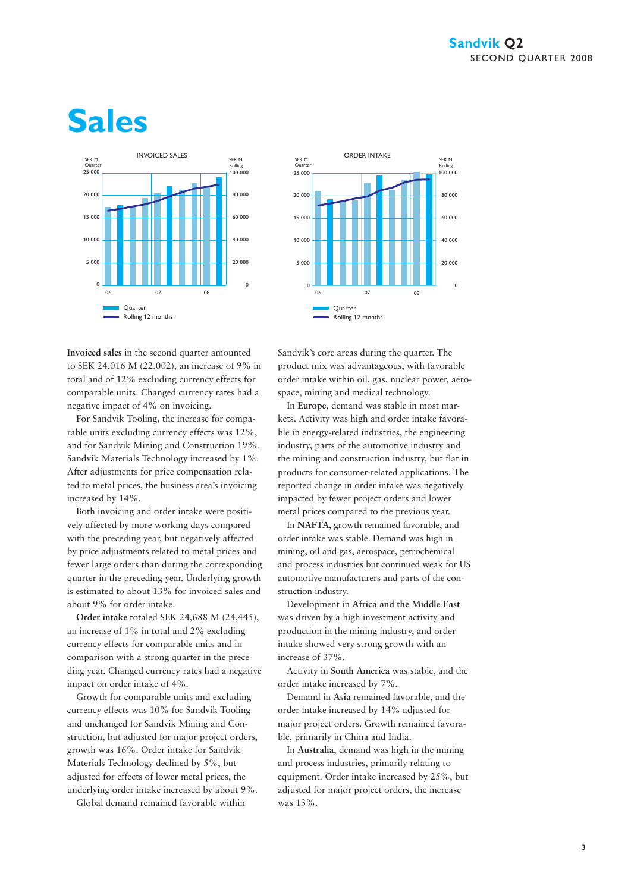# Sales

**Invoiced sales** in the second quarter amounted to SEK 24,016 M (22,002), an increase of 9% in total and of 12% excluding currency effects for comparable units. Changed currency rates had a negative impact of 4% on invoicing.

For Sandvik Tooling, the increase for comparable units excluding currency effects was 12%, and for Sandvik Mining and Construction 19%. Sandvik Materials Technology increased by 1%. After adjustments for price compensation related to metal prices, the business area's invoicing increased by 14%.

Both invoicing and order intake were positively affected by more working days compared with the preceding year, but negatively affected by price adjustments related to metal prices and fewer large orders than during the corresponding quarter in the preceding year. Underlying growth is estimated to about 13% for invoiced sales and about 9% for order intake.

**Order intake** totaled SEK 24,688 M (24,445), an increase of 1% in total and 2% excluding currency effects for comparable units and in comparison with a strong quarter in the preceding year. Changed currency rates had a negative impact on order intake of 4%.

Growth for comparable units and excluding currency effects was 10% for Sandvik Tooling and unchanged for Sandvik Mining and Construction, but adjusted for major project orders, growth was 16%. Order intake for Sandvik Materials Technology declined by 5%, but adjusted for effects of lower metal prices, the underlying order intake increased by about 9%.

Global demand remained favorable within Sandvik's core areas during the quarter. The product mix was advantageous, with favorable order intake within oil, gas, nuclear power, aerospace, mining and medical technology.

In **Europe**, demand was stable in most markets. Activity was high and order intake favorable in energy-related industries, the engineering industry, parts of the automotive industry and the mining and construction industry, but flat in products for consumer-related applications. The reported change in order intake was negatively impacted by fewer project orders and lower metal prices compared to the previous year.

In **NAFTA**, growth remained favorable, and order intake was stable. Demand was high in mining, oil and gas, aerospace, petrochemical and process industries but continued weak for US automotive manufacturers and parts of the construction industry.

Development in **Africa and the Middle East** was driven by a high investment activity and production in the mining industry, and order intake showed very strong growth with an increase of 37%.

Activity in **South America** was stable, and the order intake increased by 7%.

Demand in **Asia** remained favorable, and the order intake increased by 14% adjusted for major project orders. Growth remained favorable, primarily in China and India.

In **Australia**, demand was high in the mining and process industries, primarily relating to equipment. Order intake increased by 25%, but adjusted for major project orders, the increase was 13%.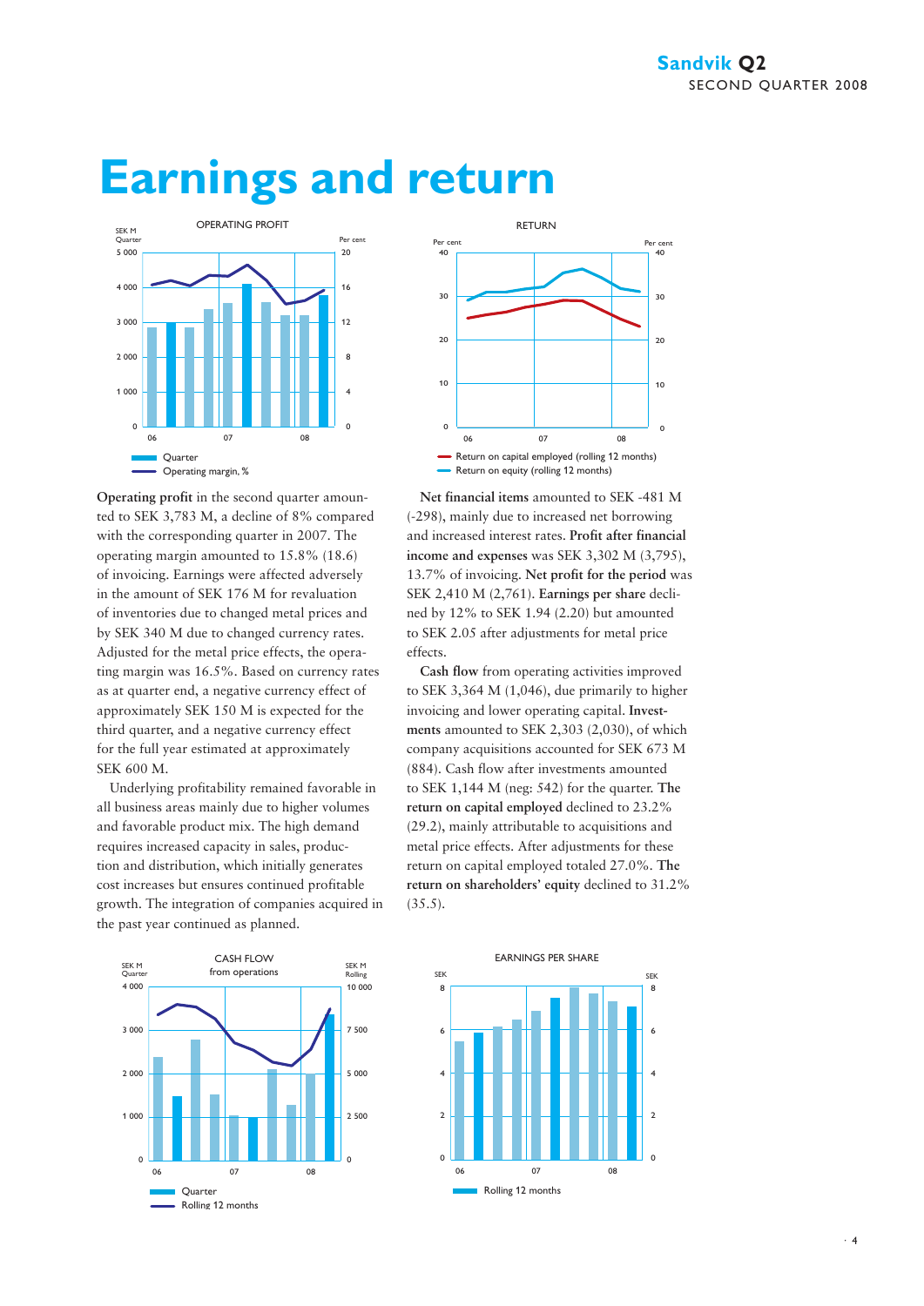# Earnings and return

OPERATING PROFIT

RETURN

**Operating profit** in the second quarter amounted to SEK 3,783 M, a decline of 8% compared with the corresponding quarter in 2007. The operating margin amounted to 15.8% (18.6) of invoicing. Earnings were affected adversely in the amount of SEK 176 M for revaluation of inventories due to changed metal prices and by SEK 340 M due to changed currency rates. Adjusted for the metal price effects, the operating margin was 16.5%. Based on currency rates as at quarter end, a negative currency effect of approximately SEK 150 M is expected for the third quarter, and a negative currency effect for the full year estimated at approximately SEK 600 M.

Underlying profitability remained favorable in all business areas mainly due to higher volumes and favorable product mix. The high demand requires increased capacity in sales, production and distribution, which initially generates cost increases but ensures continued profitable growth. The integration of companies acquired in the past year continued as planned.

**Net financial items** amounted to SEK -481 M (-298), mainly due to increased net borrowing and increased interest rates. **Profit after financial income and expenses** was SEK 3,302 M (3,795), 13.7% of invoicing. **Net profit for the period** was SEK 2,410 M (2,761). **Earnings per share** declined by 12% to SEK 1.94 (2.20) but amounted to SEK 2.05 after adjustments for metal price effects.

**Cash flow** from operating activities improved to SEK 3,364 M (1,046), due primarily to higher invoicing and lower operating capital. **Investments** amounted to SEK 2,303 (2,030), of which company acquisitions accounted for SEK 673 M (884). Cash flow after investments amounted to SEK 1,144 M (neg: 542) for the quarter. **The return on capital employed** declined to 23.2% (29.2), mainly attributable to acquisitions and metal price effects. After adjustments for these return on capital employed totaled 27.0%. **The return on shareholders' equity** declined to 31.2% (35.5).

CASH FLOW from operations

EARNINGS PER SHARE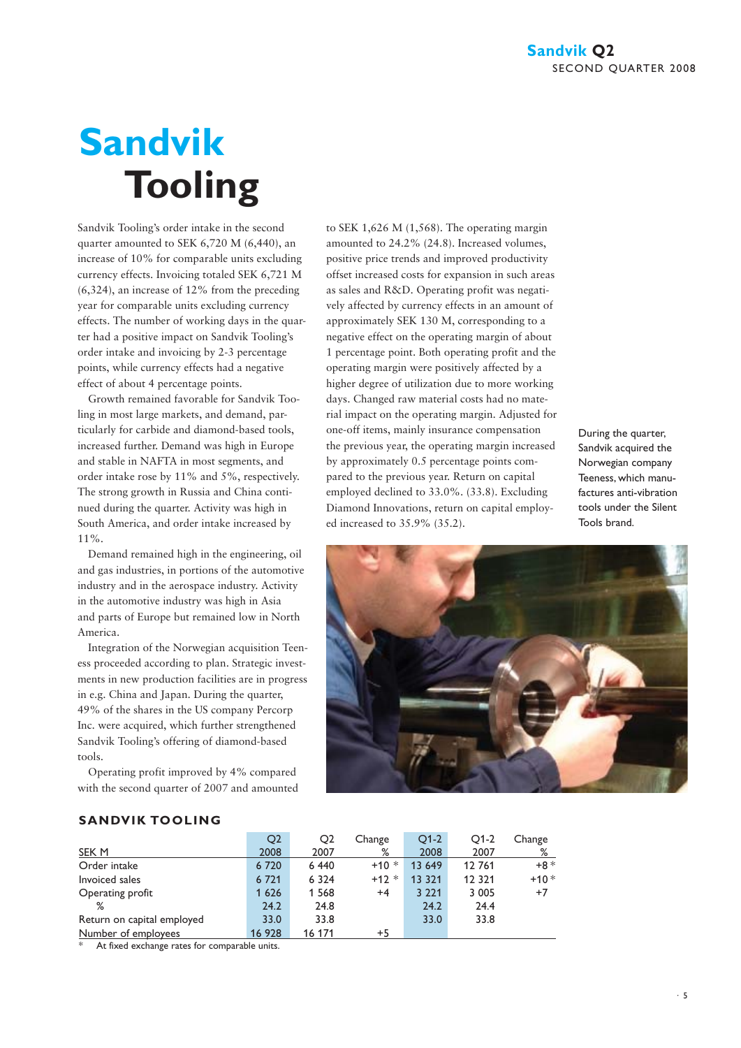# Sandvik Tooling

Sandvik Tooling's order intake in the second quarter amounted to SEK 6,720 M (6,440), an increase of 10% for comparable units excluding currency effects. Invoicing totaled SEK 6,721 M (6,324), an increase of 12% from the preceding year for comparable units excluding currency effects. The number of working days in the quarter had a positive impact on Sandvik Tooling's order intake and invoicing by 2-3 percentage points, while currency effects had a negative effect of about 4 percentage points.

Growth remained favorable for Sandvik Tooling in most large markets, and demand, particularly for carbide and diamond-based tools, increased further. Demand was high in Europe and stable in NAFTA in most segments, and order intake rose by 11% and 5%, respectively. The strong growth in Russia and China continued during the quarter. Activity was high in South America, and order intake increased by 11%.

Demand remained high in the engineering, oil and gas industries, in portions of the automotive industry and in the aerospace industry. Activity in the automotive industry was high in Asia and parts of Europe but remained low in North America.

Integration of the Norwegian acquisition Teeness proceeded according to plan. Strategic investments in new production facilities are in progress in e.g. China and Japan. During the quarter, 49% of the shares in the US company Percorp Inc. were acquired, which further strengthened Sandvik Tooling's offering of diamond-based tools.

Operating profit improved by 4% compared with the second quarter of 2007 and amounted to SEK 1,626 M (1,568). The operating margin amounted to 24.2% (24.8). Increased volumes, positive price trends and improved productivity offset increased costs for expansion in such areas as sales and R&D. Operating profit was negatively affected by currency effects in an amount of approximately SEK 130 M, corresponding to a negative effect on the operating margin of about 1 percentage point. Both operating profit and the operating margin were positively affected by a higher degree of utilization due to more working days. Changed raw material costs had no material impact on the operating margin. Adjusted for one-off items, mainly insurance compensation the previous year, the operating margin increased by approximately 0.5 percentage points compared to the previous year. Return on capital employed declined to 33.0%. (33.8). Excluding Diamond Innovations, return on capital employed increased to 35.9% (35.2).

During the quarter, Sandvik acquired the Norwegian company Teeness, which manufactures anti-vibration tools under the Silent Tools brand.

## SANDVIK TOOLING

| SEK M | Q2 2008 | Q2 2007 | Change % | Q1-2 2008 | Q1-2 2007 | Change % |
|---|---|---|---|---|---|---|
| Order intake | 6 720 | 6 440 | +10 * | 13 649 | 12 761 | +8 * |
| Invoiced sales | 6 721 | 6 324 | +12 * | 13 321 | 12 321 | +10 * |
| Operating profit | 1 626 | 1 568 | +4 | 3 221 | 3 005 | +7 |
| % | 24.2 | 24.8 | | 24.2 | 24.4 | |
| Return on capital employed | 33.0 | 33.8 | | 33.0 | 33.8 | |
| Number of employees | 16 928 | 16 171 | +5 | | | |

\* At fixed exchange rates for comparable units.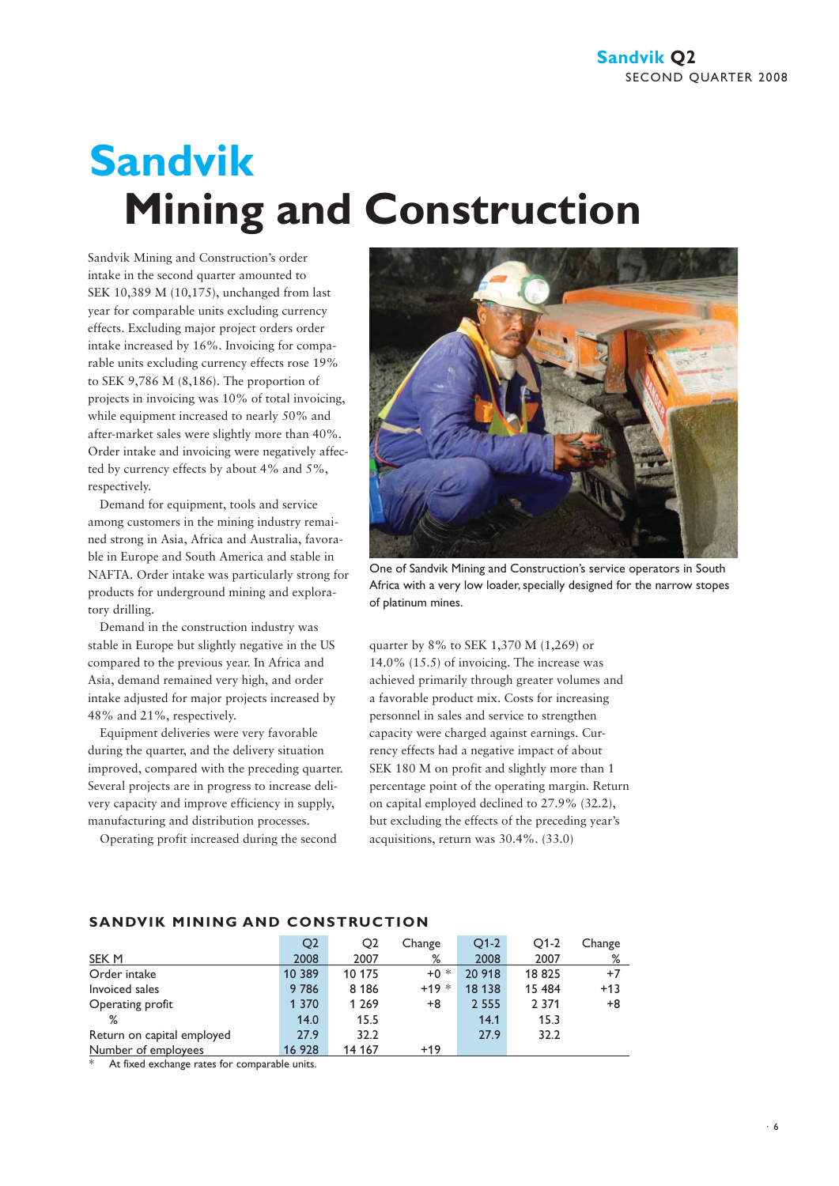# Sandvik Mining and Construction

Sandvik Mining and Construction's order intake in the second quarter amounted to SEK 10,389 M (10,175), unchanged from last year for comparable units excluding currency effects. Excluding major project orders order intake increased by 16%. Invoicing for comparable units excluding currency effects rose 19% to SEK 9,786 M (8,186). The proportion of projects in invoicing was 10% of total invoicing, while equipment increased to nearly 50% and after-market sales were slightly more than 40%. Order intake and invoicing were negatively affected by currency effects by about 4% and 5%, respectively.

Demand for equipment, tools and service among customers in the mining industry remained strong in Asia, Africa and Australia, favorable in Europe and South America and stable in NAFTA. Order intake was particularly strong for products for underground mining and exploratory drilling.

Demand in the construction industry was stable in Europe but slightly negative in the US compared to the previous year. In Africa and Asia, demand remained very high, and order intake adjusted for major projects increased by 48% and 21%, respectively.

Equipment deliveries were very favorable during the quarter, and the delivery situation improved, compared with the preceding quarter. Several projects are in progress to increase delivery capacity and improve efficiency in supply, manufacturing and distribution processes.

Operating profit increased during the second quarter by 8% to SEK 1,370 M (1,269) or 14.0% (15.5) of invoicing. The increase was achieved primarily through greater volumes and a favorable product mix. Costs for increasing personnel in sales and service to strengthen capacity were charged against earnings. Currency effects had a negative impact of about SEK 180 M on profit and slightly more than 1 percentage point of the operating margin. Return on capital employed declined to 27.9% (32.2), but excluding the effects of the preceding year's acquisitions, return was 30.4%. (33.0)

One of Sandvik Mining and Construction's service operators in South Africa with a very low loader, specially designed for the narrow stopes of platinum mines.

## SANDVIK MINING AND CONSTRUCTION

| SEK M | Q2 2008 | Q2 2007 | Change % | Q1-2 2008 | Q1-2 2007 | Change % |
|---|---|---|---|---|---|---|
| Order intake | 10 389 | 10 175 | +0 * | 20 918 | 18 825 | +7 |
| Invoiced sales | 9 786 | 8 186 | +19 * | 18 138 | 15 484 | +13 |
| Operating profit | 1 370 | 1 269 | +8 | 2 555 | 2 371 | +8 |
| % | 14.0 | 15.5 | | 14.1 | 15.3 | |
| Return on capital employed | 27.9 | 32.2 | | 27.9 | 32.2 | |
| Number of employees | 16 928 | 14 167 | +19 | | | |

\* At fixed exchange rates for comparable units.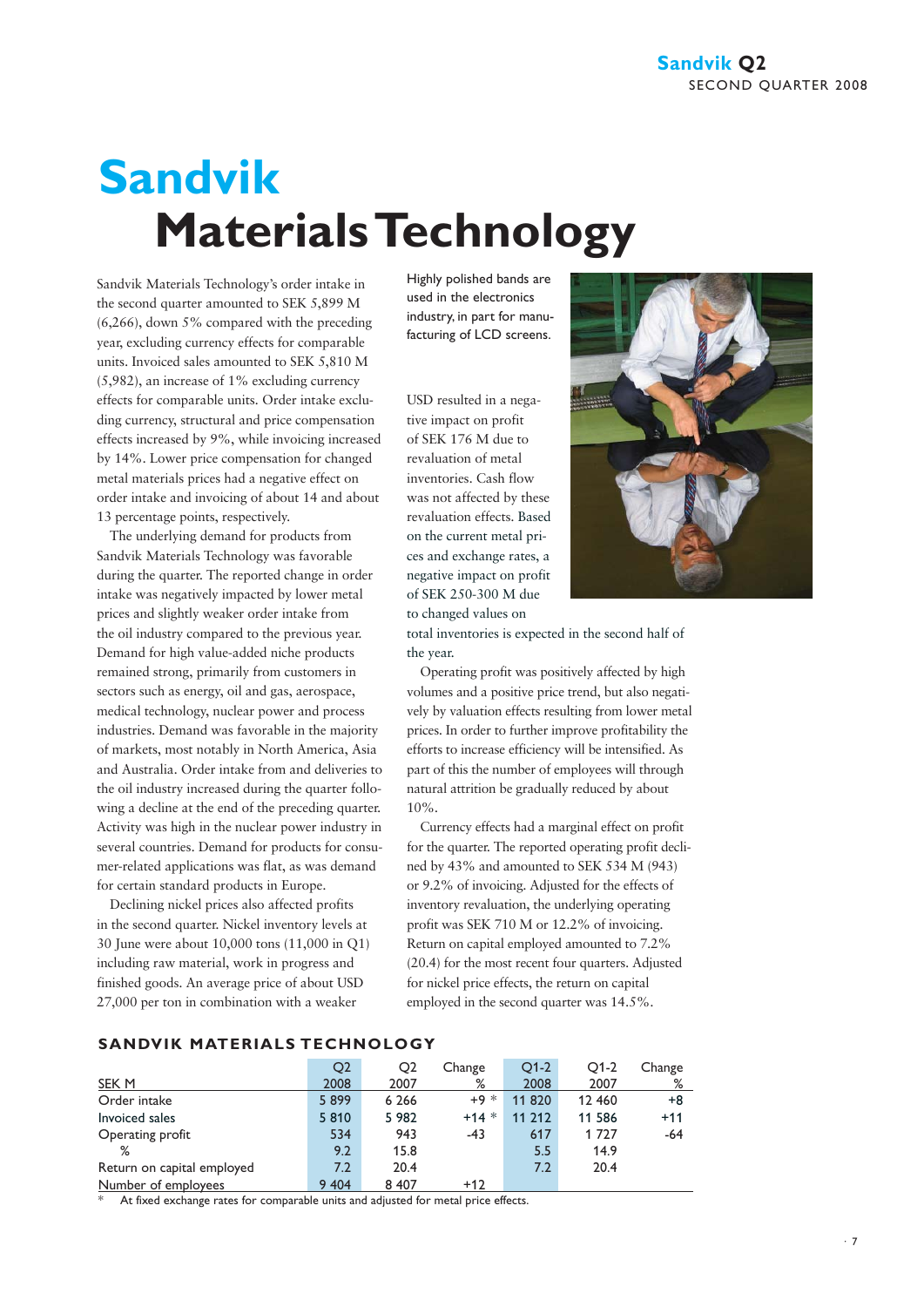# Sandvik Materials Technology

Sandvik Materials Technology's order intake in the second quarter amounted to SEK 5,899 M (6,266), down 5% compared with the preceding year, excluding currency effects for comparable units. Invoiced sales amounted to SEK 5,810 M (5,982), an increase of 1% excluding currency effects for comparable units. Order intake excluding currency, structural and price compensation effects increased by 9%, while invoicing increased by 14%. Lower price compensation for changed metal materials prices had a negative effect on order intake and invoicing of about 14 and about 13 percentage points, respectively.

The underlying demand for products from Sandvik Materials Technology was favorable during the quarter. The reported change in order intake was negatively impacted by lower metal prices and slightly weaker order intake from the oil industry compared to the previous year. Demand for high value-added niche products remained strong, primarily from customers in sectors such as energy, oil and gas, aerospace, medical technology, nuclear power and process industries. Demand was favorable in the majority of markets, most notably in North America, Asia and Australia. Order intake from and deliveries to the oil industry increased during the quarter following a decline at the end of the preceding quarter. Activity was high in the nuclear power industry in several countries. Demand for products for consumer-related applications was flat, as was demand for certain standard products in Europe.

Declining nickel prices also affected profits in the second quarter. Nickel inventory levels at 30 June were about 10,000 tons (11,000 in Q1) including raw material, work in progress and finished goods. An average price of about USD 27,000 per ton in combination with a weaker USD resulted in a negative impact on profit of SEK 176 M due to revaluation of metal inventories. Cash flow was not affected by these revaluation effects. Based on the current metal prices and exchange rates, a negative impact on profit of SEK 250-300 M due to changed values on total inventories is expected in the second half of the year.

Highly polished bands are used in the electronics industry, in part for manufacturing of LCD screens.

Operating profit was positively affected by high volumes and a positive price trend, but also negatively by valuation effects resulting from lower metal prices. In order to further improve profitability the efforts to increase efficiency will be intensified. As part of this the number of employees will through natural attrition be gradually reduced by about 10%.

Currency effects had a marginal effect on profit for the quarter. The reported operating profit declined by 43% and amounted to SEK 534 M (943) or 9.2% of invoicing. Adjusted for the effects of inventory revaluation, the underlying operating profit was SEK 710 M or 12.2% of invoicing. Return on capital employed amounted to 7.2% (20.4) for the most recent four quarters. Adjusted for nickel price effects, the return on capital employed in the second quarter was 14.5%.

## SANDVIK MATERIALS TECHNOLOGY

| SEK M | Q2 2008 | Q2 2007 | Change % | Q1-2 2008 | Q1-2 2007 | Change % |
|---|---|---|---|---|---|---|
| Order intake | 5 899 | 6 266 | +9 * | 11 820 | 12 460 | +8 |
| Invoiced sales | 5 810 | 5 982 | +14 * | 11 212 | 11 586 | +11 |
| Operating profit | 534 | 943 | -43 | 617 | 1 727 | -64 |
| % | 9.2 | 15.8 | | 5.5 | 14.9 | |
| Return on capital employed | 7.2 | 20.4 | | 7.2 | 20.4 | |
| Number of employees | 9 404 | 8 407 | +12 | | | |

\* At fixed exchange rates for comparable units and adjusted for metal price effects.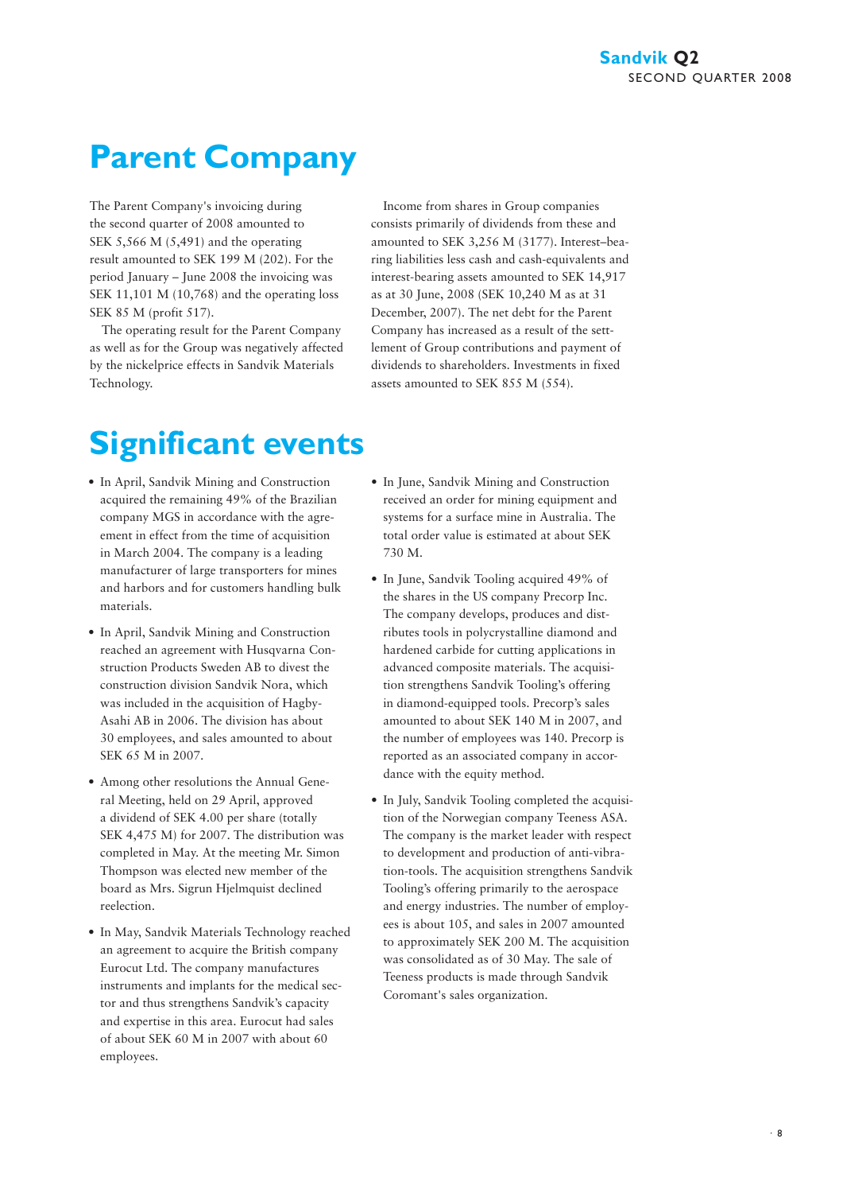# Parent Company

The Parent Company's invoicing during the second quarter of 2008 amounted to SEK 5,566 M (5,491) and the operating result amounted to SEK 199 M (202). For the period January – June 2008 the invoicing was SEK 11,101 M (10,768) and the operating loss SEK 85 M (profit 517).

The operating result for the Parent Company as well as for the Group was negatively affected by the nickelprice effects in Sandvik Materials Technology.

Income from shares in Group companies consists primarily of dividends from these and amounted to SEK 3,256 M (3177). Interest–bearing liabilities less cash and cash-equivalents and interest-bearing assets amounted to SEK 14,917 as at 30 June, 2008 (SEK 10,240 M as at 31 December, 2007). The net debt for the Parent Company has increased as a result of the settlement of Group contributions and payment of dividends to shareholders. Investments in fixed assets amounted to SEK 855 M (554).

# Significant events

- In April, Sandvik Mining and Construction acquired the remaining 49% of the Brazilian company MGS in accordance with the agreement in effect from the time of acquisition in March 2004. The company is a leading manufacturer of large transporters for mines and harbors and for customers handling bulk materials.
- In April, Sandvik Mining and Construction reached an agreement with Husqvarna Construction Products Sweden AB to divest the construction division Sandvik Nora, which was included in the acquisition of Hagby-Asahi AB in 2006. The division has about 30 employees, and sales amounted to about SEK 65 M in 2007.
- Among other resolutions the Annual General Meeting, held on 29 April, approved a dividend of SEK 4.00 per share (totally SEK 4,475 M) for 2007. The distribution was completed in May. At the meeting Mr. Simon Thompson was elected new member of the board as Mrs. Sigrun Hjelmquist declined reelection.
- In May, Sandvik Materials Technology reached an agreement to acquire the British company Eurocut Ltd. The company manufactures instruments and implants for the medical sector and thus strengthens Sandvik's capacity and expertise in this area. Eurocut had sales of about SEK 60 M in 2007 with about 60 employees.
- In June, Sandvik Mining and Construction received an order for mining equipment and systems for a surface mine in Australia. The total order value is estimated at about SEK 730 M.
- In June, Sandvik Tooling acquired 49% of the shares in the US company Precorp Inc. The company develops, produces and distributes tools in polycrystalline diamond and hardened carbide for cutting applications in advanced composite materials. The acquisition strengthens Sandvik Tooling's offering in diamond-equipped tools. Precorp's sales amounted to about SEK 140 M in 2007, and the number of employees was 140. Precorp is reported as an associated company in accordance with the equity method.
- In July, Sandvik Tooling completed the acquisition of the Norwegian company Teeness ASA. The company is the market leader with respect to development and production of anti-vibration-tools. The acquisition strengthens Sandvik Tooling's offering primarily to the aerospace and energy industries. The number of employees is about 105, and sales in 2007 amounted to approximately SEK 200 M. The acquisition was consolidated as of 30 May. The sale of Teeness products is made through Sandvik Coromant's sales organization.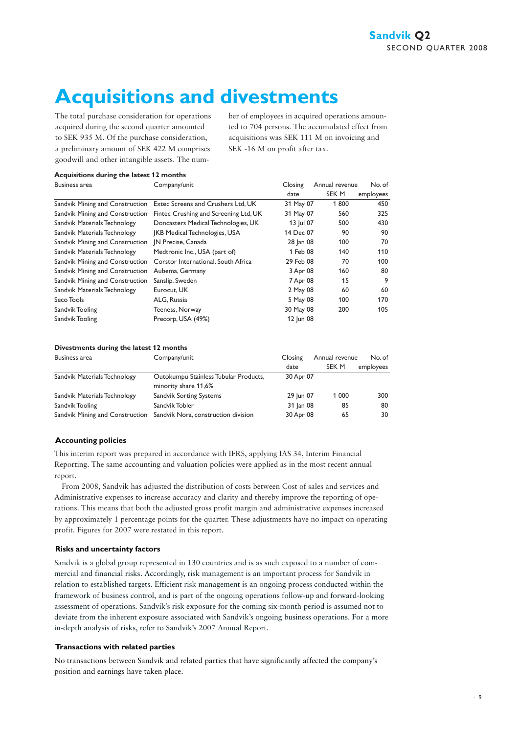# Acquisitions and divestments

The total purchase consideration for operations acquired during the second quarter amounted to SEK 935 M. Of the purchase consideration, a preliminary amount of SEK 422 M comprises goodwill and other intangible assets. The number of employees in acquired operations amounted to 704 persons. The accumulated effect from acquisitions was SEK 111 M on invoicing and SEK -16 M on profit after tax.

**Acquisitions during the latest 12 months**

| Business area | Company/unit | Closing date | Annual revenue SEK M | No. of employees |
|---|---|---|---|---|
| Sandvik Mining and Construction | Extec Screens and Crushers Ltd, UK | 31 May 07 | 1 800 | 450 |
| Sandvik Mining and Construction | Fintec Crushing and Screening Ltd, UK | 31 May 07 | 560 | 325 |
| Sandvik Materials Technology | Doncasters Medical Technologies, UK | 13 Jul 07 | 500 | 430 |
| Sandvik Materials Technology | JKB Medical Technologies, USA | 14 Dec 07 | 90 | 90 |
| Sandvik Mining and Construction | JN Precise, Canada | 28 Jan 08 | 100 | 70 |
| Sandvik Materials Technology | Medtronic Inc., USA (part of) | 1 Feb 08 | 140 | 110 |
| Sandvik Mining and Construction | Corstor International, South Africa | 29 Feb 08 | 70 | 100 |
| Sandvik Mining and Construction | Aubema, Germany | 3 Apr 08 | 160 | 80 |
| Sandvik Mining and Construction | Sanslip, Sweden | 7 Apr 08 | 15 | 9 |
| Sandvik Materials Technology | Eurocut, UK | 2 May 08 | 60 | 60 |
| Seco Tools | ALG, Russia | 5 May 08 | 100 | 170 |
| Sandvik Tooling | Teeness, Norway | 30 May 08 | 200 | 105 |
| Sandvik Tooling | Precorp, USA (49%) | 12 Jun 08 | | |

**Divestments during the latest 12 months**

| Business area | Company/unit | Closing date | Annual revenue SEK M | No. of employees |
|---|---|---|---|---|
| Sandvik Materials Technology | Outokumpu Stainless Tubular Products, minority share 11,6% | 30 Apr 07 | | |
| Sandvik Materials Technology | Sandvik Sorting Systems | 29 Jun 07 | 1 000 | 300 |
| Sandvik Tooling | Sandvik Tobler | 31 Jan 08 | 85 | 80 |
| Sandvik Mining and Construction | Sandvik Nora, construction division | 30 Apr 08 | 65 | 30 |

### Accounting policies

This interim report was prepared in accordance with IFRS, applying IAS 34, Interim Financial Reporting. The same accounting and valuation policies were applied as in the most recent annual report.

From 2008, Sandvik has adjusted the distribution of costs between Cost of sales and services and Administrative expenses to increase accuracy and clarity and thereby improve the reporting of operations. This means that both the adjusted gross profit margin and administrative expenses increased by approximately 1 percentage points for the quarter. These adjustments have no impact on operating profit. Figures for 2007 were restated in this report.

### Risks and uncertainty factors

Sandvik is a global group represented in 130 countries and is as such exposed to a number of commercial and financial risks. Accordingly, risk management is an important process for Sandvik in relation to established targets. Efficient risk management is an ongoing process conducted within the framework of business control, and is part of the ongoing operations follow-up and forward-looking assessment of operations. Sandvik's risk exposure for the coming six-month period is assumed not to deviate from the inherent exposure associated with Sandvik's ongoing business operations. For a more in-depth analysis of risks, refer to Sandvik's 2007 Annual Report.

### Transactions with related parties

No transactions between Sandvik and related parties that have significantly affected the company's position and earnings have taken place.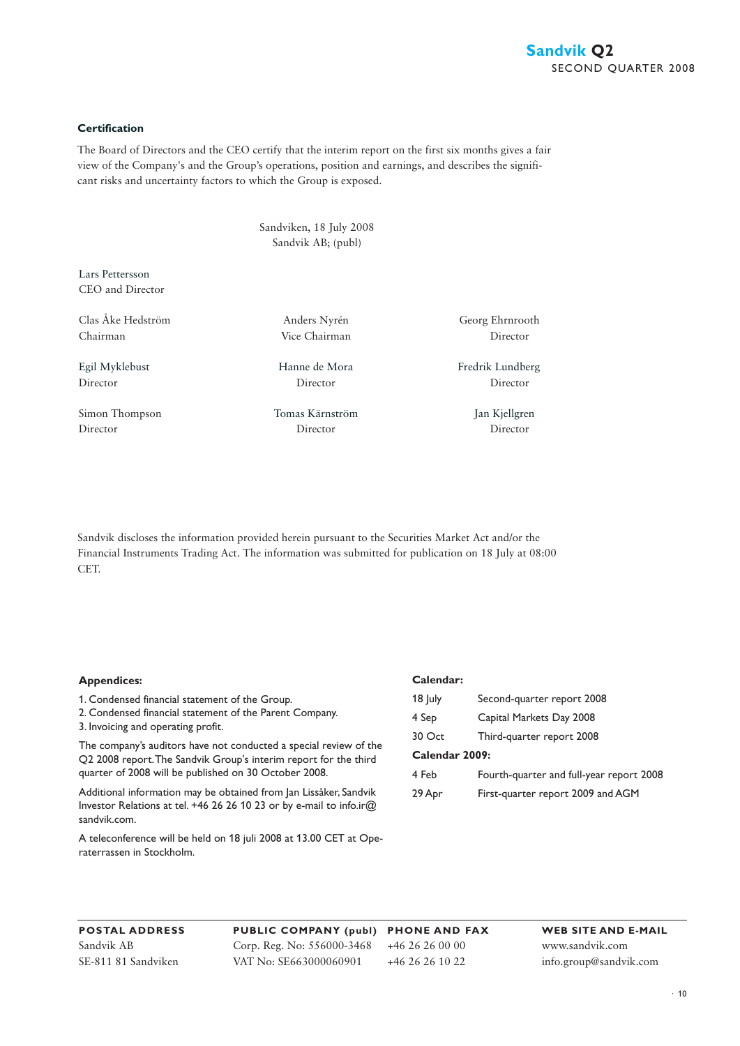### Certification

The Board of Directors and the CEO certify that the interim report on the first six months gives a fair view of the Company's and the Group's operations, position and earnings, and describes the significant risks and uncertainty factors to which the Group is exposed.

Sandviken, 18 July 2008
Sandvik AB; (publ)

Lars Pettersson
CEO and Director

| | | |
|---|---|---|
| Clas Åke Hedström<br>Chairman | Anders Nyrén<br>Vice Chairman | Georg Ehrnrooth<br>Director |
| Egil Myklebust<br>Director | Hanne de Mora<br>Director | Fredrik Lundberg<br>Director |
| Simon Thompson<br>Director | Tomas Kärnström<br>Director | Jan Kjellgren<br>Director |

Sandvik discloses the information provided herein pursuant to the Securities Market Act and/or the Financial Instruments Trading Act. The information was submitted for publication on 18 July at 08:00 CET.

**Appendices:**

1. Condensed financial statement of the Group.
2. Condensed financial statement of the Parent Company.
3. Invoicing and operating profit.

The company's auditors have not conducted a special review of the Q2 2008 report. The Sandvik Group's interim report for the third quarter of 2008 will be published on 30 October 2008.

Additional information may be obtained from Jan Lissåker, Sandvik Investor Relations at tel. +46 26 26 10 23 or by e-mail to info.ir@sandvik.com.

A teleconference will be held on 18 juli 2008 at 13.00 CET at Operaterrassen in Stockholm.

**Calendar:**

| | |
|---|---|
| 18 July | Second-quarter report 2008 |
| 4 Sep | Capital Markets Day 2008 |
| 30 Oct | Third-quarter report 2008 |

**Calendar 2009:**

| | |
|---|---|
| 4 Feb | Fourth-quarter and full-year report 2008 |
| 29 Apr | First-quarter report 2009 and AGM |

| POSTAL ADDRESS | PUBLIC COMPANY (publ) | PHONE AND FAX | WEB SITE AND E-MAIL |
|---|---|---|---|
| Sandvik AB | Corp. Reg. No: 556000-3468 | +46 26 26 00 00 | www.sandvik.com |
| SE-811 81 Sandviken | VAT No: SE663000060901 | +46 26 26 10 22 | info.group@sandvik.com |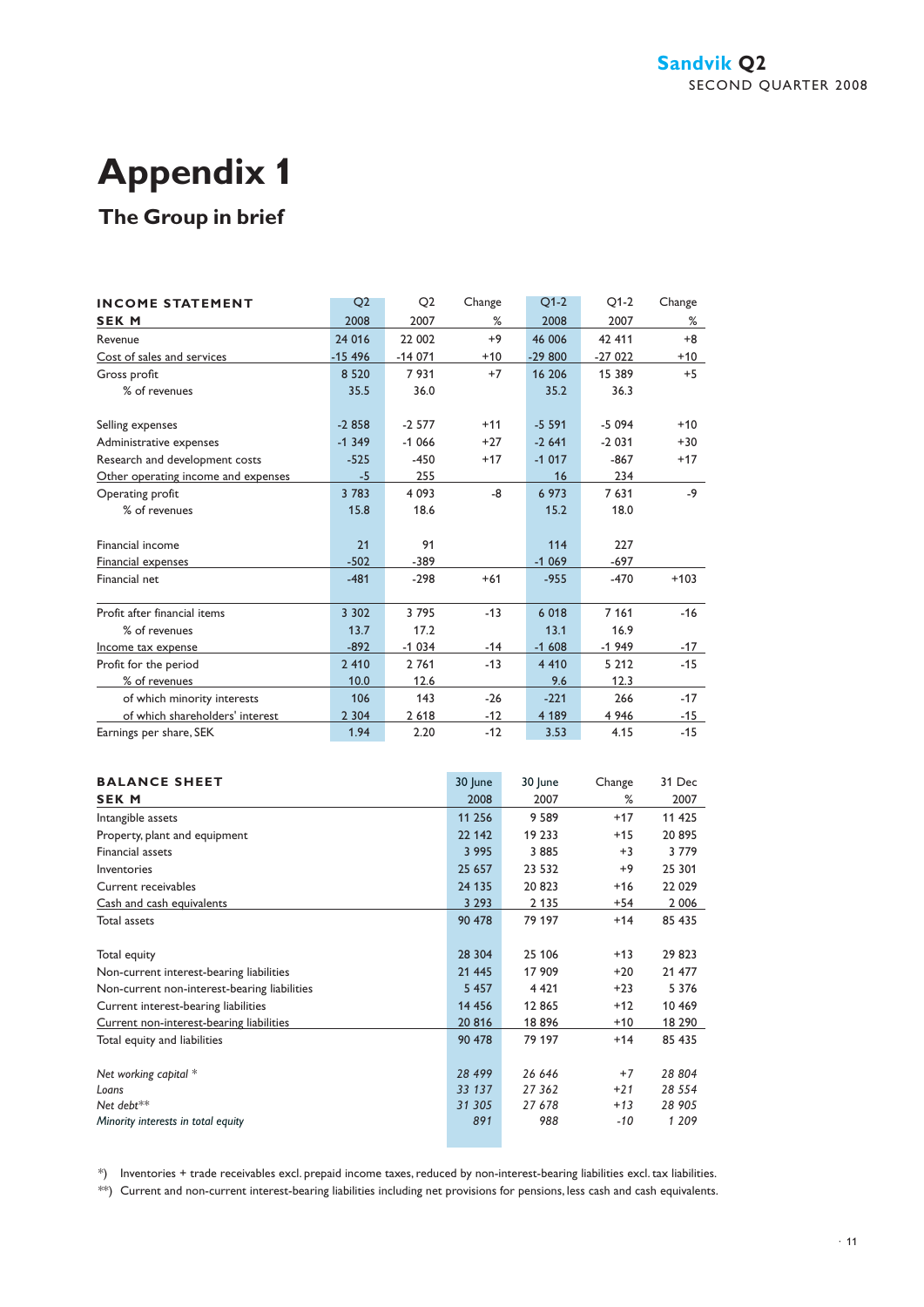# Appendix 1

## The Group in brief

| INCOME STATEMENT | Q2 | Q2 | Change | Q1-2 | Q1-2 | Change |
|---|---|---|---|---|---|---|
| SEK M | 2008 | 2007 | % | 2008 | 2007 | % |
| Revenue | 24 016 | 22 002 | +9 | 46 006 | 42 411 | +8 |
| Cost of sales and services | -15 496 | -14 071 | +10 | -29 800 | -27 022 | +10 |
| Gross profit | 8 520 | 7 931 | +7 | 16 206 | 15 389 | +5 |
| % of revenues | 35.5 | 36.0 | | 35.2 | 36.3 | |
| Selling expenses | -2 858 | -2 577 | +11 | -5 591 | -5 094 | +10 |
| Administrative expenses | -1 349 | -1 066 | +27 | -2 641 | -2 031 | +30 |
| Research and development costs | -525 | -450 | +17 | -1 017 | -867 | +17 |
| Other operating income and expenses | -5 | 255 | | 16 | 234 | |
| Operating profit | 3 783 | 4 093 | -8 | 6 973 | 7 631 | -9 |
| % of revenues | 15.8 | 18.6 | | 15.2 | 18.0 | |
| Financial income | 21 | 91 | | 114 | 227 | |
| Financial expenses | -502 | -389 | | -1 069 | -697 | |
| Financial net | -481 | -298 | +61 | -955 | -470 | +103 |
| Profit after financial items | 3 302 | 3 795 | -13 | 6 018 | 7 161 | -16 |
| % of revenues | 13.7 | 17.2 | | 13.1 | 16.9 | |
| Income tax expense | -892 | -1 034 | -14 | -1 608 | -1 949 | -17 |
| Profit for the period | 2 410 | 2 761 | -13 | 4 410 | 5 212 | -15 |
| % of revenues | 10.0 | 12.6 | | 9.6 | 12.3 | |
| of which minority interests | 106 | 143 | -26 | -221 | 266 | -17 |
| of which shareholders' interest | 2 304 | 2 618 | -12 | 4 189 | 4 946 | -15 |
| Earnings per share, SEK | 1.94 | 2.20 | -12 | 3.53 | 4.15 | -15 |

| BALANCE SHEET | 30 June | 30 June | Change | 31 Dec |
|---|---|---|---|---|
| SEK M | 2008 | 2007 | % | 2007 |
| Intangible assets | 11 256 | 9 589 | +17 | 11 425 |
| Property, plant and equipment | 22 142 | 19 233 | +15 | 20 895 |
| Financial assets | 3 995 | 3 885 | +3 | 3 779 |
| Inventories | 25 657 | 23 532 | +9 | 25 301 |
| Current receivables | 24 135 | 20 823 | +16 | 22 029 |
| Cash and cash equivalents | 3 293 | 2 135 | +54 | 2 006 |
| Total assets | 90 478 | 79 197 | +14 | 85 435 |
| Total equity | 28 304 | 25 106 | +13 | 29 823 |
| Non-current interest-bearing liabilities | 21 445 | 17 909 | +20 | 21 477 |
| Non-current non-interest-bearing liabilities | 5 457 | 4 421 | +23 | 5 376 |
| Current interest-bearing liabilities | 14 456 | 12 865 | +12 | 10 469 |
| Current non-interest-bearing liabilities | 20 816 | 18 896 | +10 | 18 290 |
| Total equity and liabilities | 90 478 | 79 197 | +14 | 85 435 |
| *Net working capital \** | *28 499* | *26 646* | *+7* | *28 804* |
| *Loans* | *33 137* | *27 362* | *+21* | *28 554* |
| *Net debt\*\** | *31 305* | *27 678* | *+13* | *28 905* |
| *Minority interests in total equity* | *891* | *988* | *-10* | *1 209* |

*) Inventories + trade receivables excl. prepaid income taxes, reduced by non-interest-bearing liabilities excl. tax liabilities.

**) Current and non-current interest-bearing liabilities including net provisions for pensions, less cash and cash equivalents.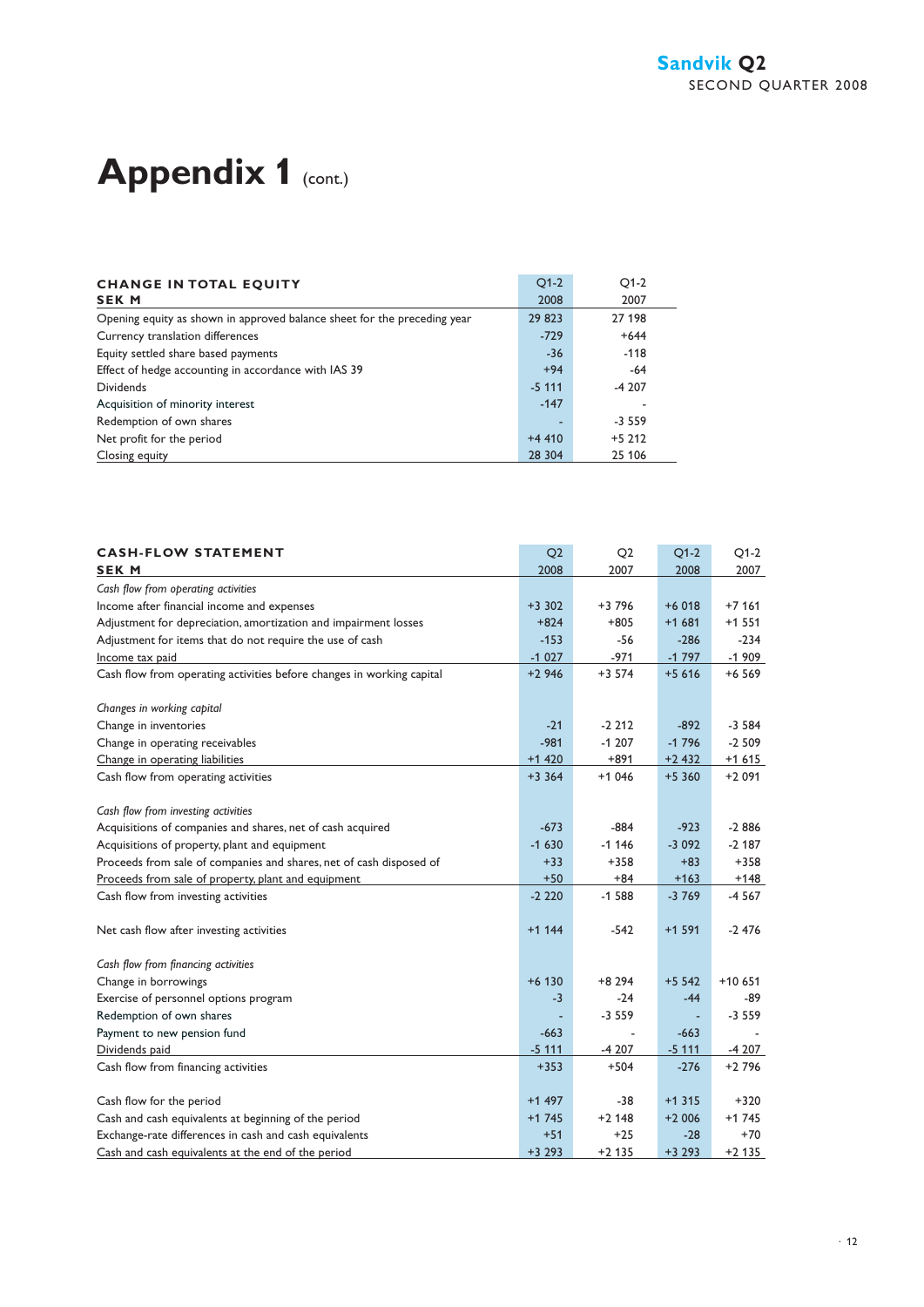# Appendix 1 (cont.)

| CHANGE IN TOTAL EQUITY<br>SEK M | Q1-2<br>2008 | Q1-2<br>2007 |
|---|---|---|
| Opening equity as shown in approved balance sheet for the preceding year | 29 823 | 27 198 |
| Currency translation differences | -729 | +644 |
| Equity settled share based payments | -36 | -118 |
| Effect of hedge accounting in accordance with IAS 39 | +94 | -64 |
| Dividends | -5 111 | -4 207 |
| Acquisition of minority interest | -147 | - |
| Redemption of own shares | - | -3 559 |
| Net profit for the period | +4 410 | +5 212 |
| Closing equity | 28 304 | 25 106 |

| CASH-FLOW STATEMENT<br>SEK M | Q2<br>2008 | Q2<br>2007 | Q1-2<br>2008 | Q1-2<br>2007 |
|---|---|---|---|---|
| *Cash flow from operating activities* | | | | |
| Income after financial income and expenses | +3 302 | +3 796 | +6 018 | +7 161 |
| Adjustment for depreciation, amortization and impairment losses | +824 | +805 | +1 681 | +1 551 |
| Adjustment for items that do not require the use of cash | -153 | -56 | -286 | -234 |
| Income tax paid | -1 027 | -971 | -1 797 | -1 909 |
| Cash flow from operating activities before changes in working capital | +2 946 | +3 574 | +5 616 | +6 569 |
| | | | | |
| *Changes in working capital* | | | | |
| Change in inventories | -21 | -2 212 | -892 | -3 584 |
| Change in operating receivables | -981 | -1 207 | -1 796 | -2 509 |
| Change in operating liabilities | +1 420 | +891 | +2 432 | +1 615 |
| Cash flow from operating activities | +3 364 | +1 046 | +5 360 | +2 091 |
| | | | | |
| *Cash flow from investing activities* | | | | |
| Acquisitions of companies and shares, net of cash acquired | -673 | -884 | -923 | -2 886 |
| Acquisitions of property, plant and equipment | -1 630 | -1 146 | -3 092 | -2 187 |
| Proceeds from sale of companies and shares, net of cash disposed of | +33 | +358 | +83 | +358 |
| Proceeds from sale of property, plant and equipment | +50 | +84 | +163 | +148 |
| Cash flow from investing activities | -2 220 | -1 588 | -3 769 | -4 567 |
| | | | | |
| Net cash flow after investing activities | +1 144 | -542 | +1 591 | -2 476 |
| | | | | |
| *Cash flow from financing activities* | | | | |
| Change in borrowings | +6 130 | +8 294 | +5 542 | +10 651 |
| Exercise of personnel options program | -3 | -24 | -44 | -89 |
| Redemption of own shares | - | -3 559 | - | -3 559 |
| Payment to new pension fund | -663 | - | -663 | - |
| Dividends paid | -5 111 | -4 207 | -5 111 | -4 207 |
| Cash flow from financing activities | +353 | +504 | -276 | +2 796 |
| | | | | |
| Cash flow for the period | +1 497 | -38 | +1 315 | +320 |
| Cash and cash equivalents at beginning of the period | +1 745 | +2 148 | +2 006 | +1 745 |
| Exchange-rate differences in cash and cash equivalents | +51 | +25 | -28 | +70 |
| Cash and cash equivalents at the end of the period | +3 293 | +2 135 | +3 293 | +2 135 |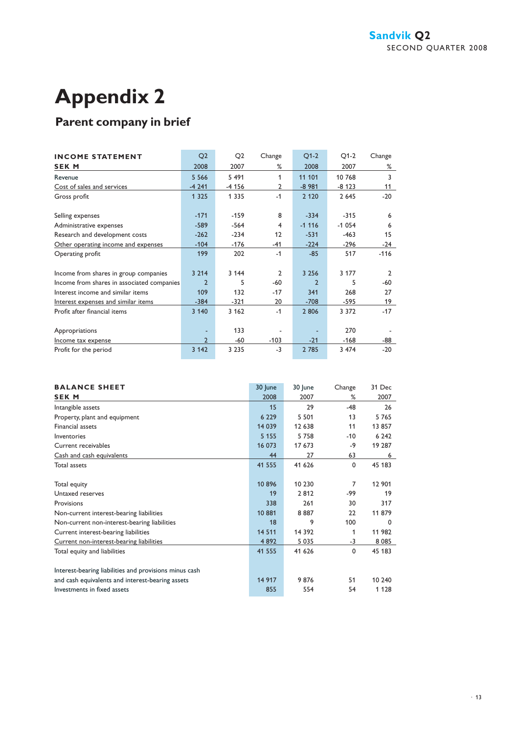# Appendix 2

## Parent company in brief

| INCOME STATEMENT<br>SEK M | Q2<br>2008 | Q2<br>2007 | Change<br>% | Q1-2<br>2008 | Q1-2<br>2007 | Change<br>% |
|---|---|---|---|---|---|---|
| Revenue | 5 566 | 5 491 | 1 | 11 101 | 10 768 | 3 |
| Cost of sales and services | -4 241 | -4 156 | 2 | -8 981 | -8 123 | 11 |
| Gross profit | 1 325 | 1 335 | -1 | 2 120 | 2 645 | -20 |
| | | | | | | |
| Selling expenses | -171 | -159 | 8 | -334 | -315 | 6 |
| Administrative expenses | -589 | -564 | 4 | -1 116 | -1 054 | 6 |
| Research and development costs | -262 | -234 | 12 | -531 | -463 | 15 |
| Other operating income and expenses | -104 | -176 | -41 | -224 | -296 | -24 |
| Operating profit | 199 | 202 | -1 | -85 | 517 | -116 |
| | | | | | | |
| Income from shares in group companies | 3 214 | 3 144 | 2 | 3 256 | 3 177 | 2 |
| Income from shares in associated companies | 2 | 5 | -60 | 2 | 5 | -60 |
| Interest income and similar items | 109 | 132 | -17 | 341 | 268 | 27 |
| Interest expenses and similar items | -384 | -321 | 20 | -708 | -595 | 19 |
| Profit after financial items | 3 140 | 3 162 | -1 | 2 806 | 3 372 | -17 |
| | | | | | | |
| Appropriations | - | 133 | - | - | 270 | - |
| Income tax expense | 2 | -60 | -103 | -21 | -168 | -88 |
| Profit for the period | 3 142 | 3 235 | -3 | 2 785 | 3 474 | -20 |

| BALANCE SHEET<br>SEK M | 30 June<br>2008 | 30 June<br>2007 | Change<br>% | 31 Dec<br>2007 |
|---|---|---|---|---|
| Intangible assets | 15 | 29 | -48 | 26 |
| Property, plant and equipment | 6 229 | 5 501 | 13 | 5 765 |
| Financial assets | 14 039 | 12 638 | 11 | 13 857 |
| Inventories | 5 155 | 5 758 | -10 | 6 242 |
| Current receivables | 16 073 | 17 673 | -9 | 19 287 |
| Cash and cash equivalents | 44 | 27 | 63 | 6 |
| Total assets | 41 555 | 41 626 | 0 | 45 183 |
| | | | | |
| Total equity | 10 896 | 10 230 | 7 | 12 901 |
| Untaxed reserves | 19 | 2 812 | -99 | 19 |
| Provisions | 338 | 261 | 30 | 317 |
| Non-current interest-bearing liabilities | 10 881 | 8 887 | 22 | 11 879 |
| Non-current non-interest-bearing liabilities | 18 | 9 | 100 | 0 |
| Current interest-bearing liabilities | 14 511 | 14 392 | 1 | 11 982 |
| Current non-interest-bearing liabilities | 4 892 | 5 035 | -3 | 8 085 |
| Total equity and liabilities | 41 555 | 41 626 | 0 | 45 183 |
| | | | | |
| Interest-bearing liabilities and provisions minus cash and cash equivalents and interest-bearing assets | 14 917 | 9 876 | 51 | 10 240 |
| Investments in fixed assets | 855 | 554 | 54 | 1 128 |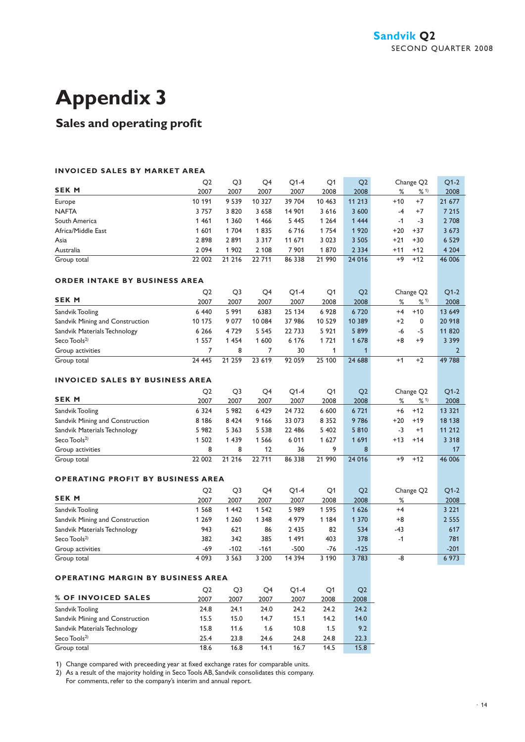# Appendix 3

## Sales and operating profit

### INVOICED SALES BY MARKET AREA

| SEK M | Q2 2007 | Q3 2007 | Q4 2007 | Q1-4 2007 | Q1 2008 | Q2 2008 | Change Q2 % | Change Q2 % 1) | Q1-2 2008 |
|---|---|---|---|---|---|---|---|---|---|
| Europe | 10 191 | 9 539 | 10 327 | 39 704 | 10 463 | 11 213 | +10 | +7 | 21 677 |
| NAFTA | 3 757 | 3 820 | 3 658 | 14 901 | 3 616 | 3 600 | -4 | +7 | 7 215 |
| South America | 1 461 | 1 360 | 1 466 | 5 445 | 1 264 | 1 444 | -1 | -3 | 2 708 |
| Africa/Middle East | 1 601 | 1 704 | 1 835 | 6 716 | 1 754 | 1 920 | +20 | +37 | 3 673 |
| Asia | 2 898 | 2 891 | 3 317 | 11 671 | 3 023 | 3 505 | +21 | +30 | 6 529 |
| Australia | 2 094 | 1 902 | 2 108 | 7 901 | 1 870 | 2 334 | +11 | +12 | 4 204 |
| Group total | 22 002 | 21 216 | 22 711 | 86 338 | 21 990 | 24 016 | +9 | +12 | 46 006 |

### ORDER INTAKE BY BUSINESS AREA

| SEK M | Q2 2007 | Q3 2007 | Q4 2007 | Q1-4 2007 | Q1 2008 | Q2 2008 | Change Q2 % | Change Q2 % 1) | Q1-2 2008 |
|---|---|---|---|---|---|---|---|---|---|
| Sandvik Tooling | 6 440 | 5 991 | 6383 | 25 134 | 6 928 | 6 720 | +4 | +10 | 13 649 |
| Sandvik Mining and Construction | 10 175 | 9 077 | 10 084 | 37 986 | 10 529 | 10 389 | +2 | 0 | 20 918 |
| Sandvik Materials Technology | 6 266 | 4 729 | 5 545 | 22 733 | 5 921 | 5 899 | -6 | -5 | 11 820 |
| Seco Tools 2) | 1 557 | 1 454 | 1 600 | 6 176 | 1 721 | 1 678 | +8 | +9 | 3 399 |
| Group activities | 7 | 8 | 7 | 30 | 1 | 1 | | | 2 |
| Group total | 24 445 | 21 259 | 23 619 | 92 059 | 25 100 | 24 688 | +1 | +2 | 49 788 |

### INVOICED SALES BY BUSINESS AREA

| SEK M | Q2 2007 | Q3 2007 | Q4 2007 | Q1-4 2007 | Q1 2008 | Q2 2008 | Change Q2 % | Change Q2 % 1) | Q1-2 2008 |
|---|---|---|---|---|---|---|---|---|---|
| Sandvik Tooling | 6 324 | 5 982 | 6 429 | 24 732 | 6 600 | 6 721 | +6 | +12 | 13 321 |
| Sandvik Mining and Construction | 8 186 | 8 424 | 9 166 | 33 073 | 8 352 | 9 786 | +20 | +19 | 18 138 |
| Sandvik Materials Technology | 5 982 | 5 363 | 5 538 | 22 486 | 5 402 | 5 810 | -3 | +1 | 11 212 |
| Seco Tools 2) | 1 502 | 1 439 | 1 566 | 6 011 | 1 627 | 1 691 | +13 | +14 | 3 318 |
| Group activities | 8 | 8 | 12 | 36 | 9 | 8 | | | 17 |
| Group total | 22 002 | 21 216 | 22 711 | 86 338 | 21 990 | 24 016 | +9 | +12 | 46 006 |

### OPERATING PROFIT BY BUSINESS AREA

| SEK M | Q2 2007 | Q3 2007 | Q4 2007 | Q1-4 2007 | Q1 2008 | Q2 2008 | Change Q2 % | Q1-2 2008 |
|---|---|---|---|---|---|---|---|---|
| Sandvik Tooling | 1 568 | 1 442 | 1 542 | 5 989 | 1 595 | 1 626 | +4 | 3 221 |
| Sandvik Mining and Construction | 1 269 | 1 260 | 1 348 | 4 979 | 1 184 | 1 370 | +8 | 2 555 |
| Sandvik Materials Technology | 943 | 621 | 86 | 2 435 | 82 | 534 | -43 | 617 |
| Seco Tools 2) | 382 | 342 | 385 | 1 491 | 403 | 378 | -1 | 781 |
| Group activities | -69 | -102 | -161 | -500 | -76 | -125 | | -201 |
| Group total | 4 093 | 3 563 | 3 200 | 14 394 | 3 190 | 3 783 | -8 | 6 973 |

### OPERATING MARGIN BY BUSINESS AREA

| % OF INVOICED SALES | Q2 2007 | Q3 2007 | Q4 2007 | Q1-4 2007 | Q1 2008 | Q2 2008 |
|---|---|---|---|---|---|---|
| Sandvik Tooling | 24.8 | 24.1 | 24.0 | 24.2 | 24.2 | 24.2 |
| Sandvik Mining and Construction | 15.5 | 15.0 | 14.7 | 15.1 | 14.2 | 14.0 |
| Sandvik Materials Technology | 15.8 | 11.6 | 1.6 | 10.8 | 1.5 | 9.2 |
| Seco Tools 2) | 25.4 | 23.8 | 24.6 | 24.8 | 24.8 | 22.3 |
| Group total | 18.6 | 16.8 | 14.1 | 16.7 | 14.5 | 15.8 |

1) Change compared with preceeding year at fixed exchange rates for comparable units.
2) As a result of the majority holding in Seco Tools AB, Sandvik consolidates this company. For comments, refer to the company's interim and annual report.